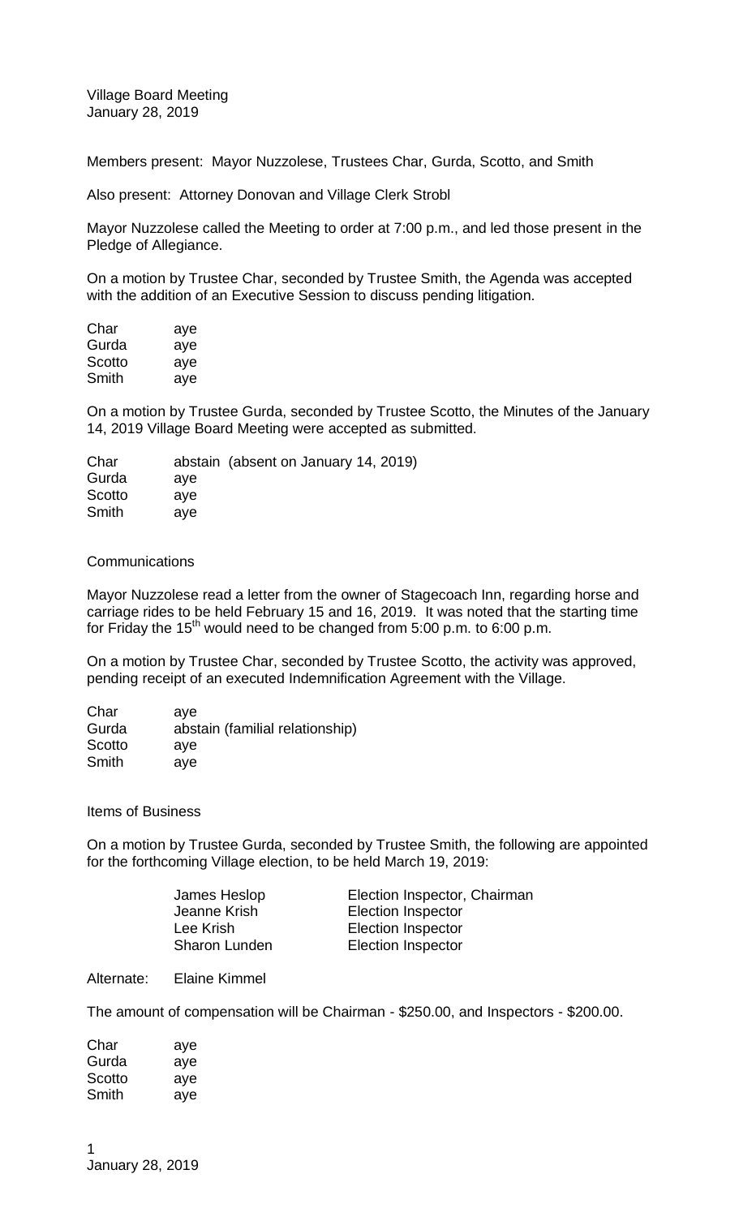Village Board Meeting
January 28, 2019

Members present: Mayor Nuzzolese, Trustees Char, Gurda, Scotto, and Smith

Also present: Attorney Donovan and Village Clerk Strobl

Mayor Nuzzolese called the Meeting to order at 7:00 p.m., and led those present in the Pledge of Allegiance.

On a motion by Trustee Char, seconded by Trustee Smith, the Agenda was accepted with the addition of an Executive Session to discuss pending litigation.

| | |
|---|---|
| Char | aye |
| Gurda | aye |
| Scotto | aye |
| Smith | aye |

On a motion by Trustee Gurda, seconded by Trustee Scotto, the Minutes of the January 14, 2019 Village Board Meeting were accepted as submitted.

| | |
|---|---|
| Char | abstain (absent on January 14, 2019) |
| Gurda | aye |
| Scotto | aye |
| Smith | aye |

Communications

Mayor Nuzzolese read a letter from the owner of Stagecoach Inn, regarding horse and carriage rides to be held February 15 and 16, 2019. It was noted that the starting time for Friday the 15th would need to be changed from 5:00 p.m. to 6:00 p.m.

On a motion by Trustee Char, seconded by Trustee Scotto, the activity was approved, pending receipt of an executed Indemnification Agreement with the Village.

| | |
|---|---|
| Char | aye |
| Gurda | abstain (familial relationship) |
| Scotto | aye |
| Smith | aye |

Items of Business

On a motion by Trustee Gurda, seconded by Trustee Smith, the following are appointed for the forthcoming Village election, to be held March 19, 2019:

| | |
|---|---|
| James Heslop | Election Inspector, Chairman |
| Jeanne Krish | Election Inspector |
| Lee Krish | Election Inspector |
| Sharon Lunden | Election Inspector |

Alternate: Elaine Kimmel

The amount of compensation will be Chairman - $250.00, and Inspectors - $200.00.

| | |
|---|---|
| Char | aye |
| Gurda | aye |
| Scotto | aye |
| Smith | aye |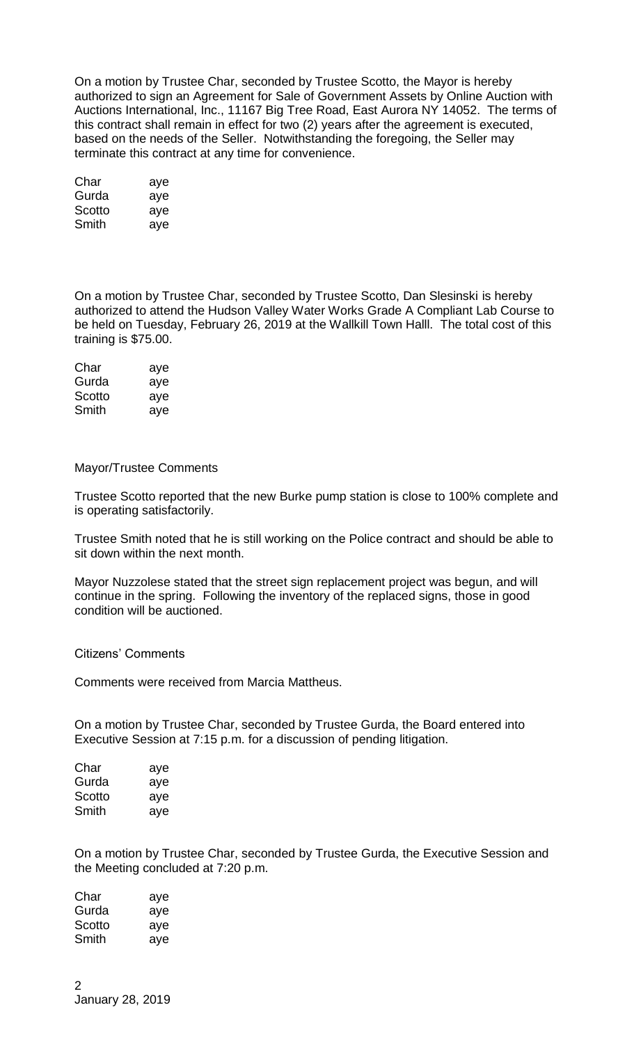On a motion by Trustee Char, seconded by Trustee Scotto, the Mayor is hereby authorized to sign an Agreement for Sale of Government Assets by Online Auction with Auctions International, Inc., 11167 Big Tree Road, East Aurora NY 14052. The terms of this contract shall remain in effect for two (2) years after the agreement is executed, based on the needs of the Seller. Notwithstanding the foregoing, the Seller may terminate this contract at any time for convenience.

| | |
|---|---|
| Char | aye |
| Gurda | aye |
| Scotto | aye |
| Smith | aye |

On a motion by Trustee Char, seconded by Trustee Scotto, Dan Slesinski is hereby authorized to attend the Hudson Valley Water Works Grade A Compliant Lab Course to be held on Tuesday, February 26, 2019 at the Wallkill Town Halll. The total cost of this training is $75.00.

| | |
|---|---|
| Char | aye |
| Gurda | aye |
| Scotto | aye |
| Smith | aye |

Mayor/Trustee Comments

Trustee Scotto reported that the new Burke pump station is close to 100% complete and is operating satisfactorily.

Trustee Smith noted that he is still working on the Police contract and should be able to sit down within the next month.

Mayor Nuzzolese stated that the street sign replacement project was begun, and will continue in the spring. Following the inventory of the replaced signs, those in good condition will be auctioned.

Citizens' Comments

Comments were received from Marcia Mattheus.

On a motion by Trustee Char, seconded by Trustee Gurda, the Board entered into Executive Session at 7:15 p.m. for a discussion of pending litigation.

| | |
|---|---|
| Char | aye |
| Gurda | aye |
| Scotto | aye |
| Smith | aye |

On a motion by Trustee Char, seconded by Trustee Gurda, the Executive Session and the Meeting concluded at 7:20 p.m.

| | |
|---|---|
| Char | aye |
| Gurda | aye |
| Scotto | aye |
| Smith | aye |

January 28, 2019